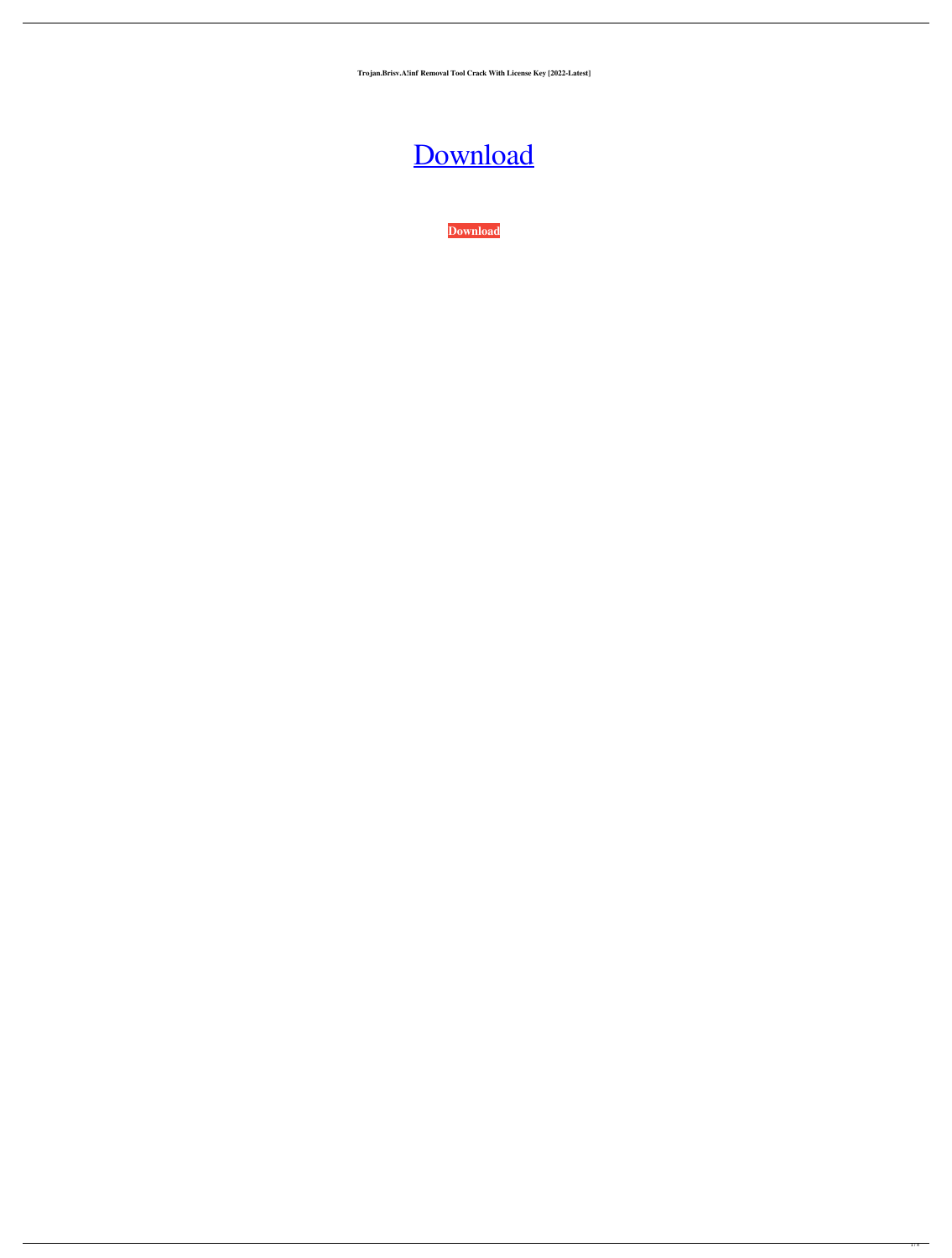**Trojan.Brisv.A!inf Removal Tool Crack With License Key [2022-Latest]**

[Download](#)

**Download**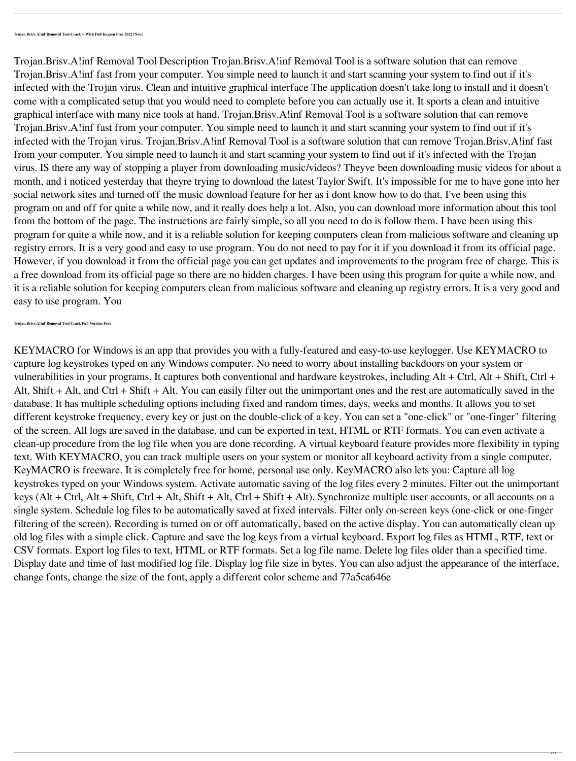**Trojan.Brisv.A!inf Removal Tool Crack + With Full Keygen Free 2022 [New]**

Trojan.Brisv.A!inf Removal Tool Description Trojan.Brisv.A!inf Removal Tool is a software solution that can remove Trojan.Brisv.A!inf fast from your computer. You simple need to launch it and start scanning your system to find out if it's infected with the Trojan virus. Clean and intuitive graphical interface The application doesn't take long to install and it doesn't come with a complicated setup that you would need to complete before you can actually use it. It sports a clean and intuitive graphical interface with many nice tools at hand. Trojan.Brisv.A!inf Removal Tool is a software solution that can remove Trojan.Brisv.A!inf fast from your computer. You simple need to launch it and start scanning your system to find out if it's infected with the Trojan virus. Trojan.Brisv.A!inf Removal Tool is a software solution that can remove Trojan.Brisv.A!inf fast from your computer. You simple need to launch it and start scanning your system to find out if it's infected with the Trojan virus. IS there any way of stopping a player from downloading music/videos? Theyve been downloading music videos for about a month, and i noticed yesterday that theyre trying to download the latest Taylor Swift. It's impossible for me to have gone into her social network sites and turned off the music download feature for her as i dont know how to do that. I've been using this program on and off for quite a while now, and it really does help a lot. Also, you can download more information about this tool from the bottom of the page. The instructions are fairly simple, so all you need to do is follow them. I have been using this program for quite a while now, and it is a reliable solution for keeping computers clean from malicious software and cleaning up registry errors. It is a very good and easy to use program. You do not need to pay for it if you download it from its official page. However, if you download it from the official page you can get updates and improvements to the program free of charge. This is a free download from its official page so there are no hidden charges. I have been using this program for quite a while now, and it is a reliable solution for keeping computers clean from malicious software and cleaning up registry errors. It is a very good and easy to use program. You

**Trojan.Brisv.A!inf Removal Tool Crack Full Version Free**

KEYMACRO for Windows is an app that provides you with a fully-featured and easy-to-use keylogger. Use KEYMACRO to capture log keystrokes typed on any Windows computer. No need to worry about installing backdoors on your system or vulnerabilities in your programs. It captures both conventional and hardware keystrokes, including Alt + Ctrl, Alt + Shift, Ctrl + Alt, Shift + Alt, and Ctrl + Shift + Alt. You can easily filter out the unimportant ones and the rest are automatically saved in the database. It has multiple scheduling options including fixed and random times, days, weeks and months. It allows you to set different keystroke frequency, every key or just on the double-click of a key. You can set a "one-click" or "one-finger" filtering of the screen. All logs are saved in the database, and can be exported in text, HTML or RTF formats. You can even activate a clean-up procedure from the log file when you are done recording. A virtual keyboard feature provides more flexibility in typing text. With KEYMACRO, you can track multiple users on your system or monitor all keyboard activity from a single computer. KeyMACRO is freeware. It is completely free for home, personal use only. KeyMACRO also lets you: Capture all log keystrokes typed on your Windows system. Activate automatic saving of the log files every 2 minutes. Filter out the unimportant keys (Alt + Ctrl, Alt + Shift, Ctrl + Alt, Shift + Alt, Ctrl + Shift + Alt). Synchronize multiple user accounts, or all accounts on a single system. Schedule log files to be automatically saved at fixed intervals. Filter only on-screen keys (one-click or one-finger filtering of the screen). Recording is turned on or off automatically, based on the active display. You can automatically clean up old log files with a simple click. Capture and save the log keys from a virtual keyboard. Export log files as HTML, RTF, text or CSV formats. Export log files to text, HTML or RTF formats. Set a log file name. Delete log files older than a specified time. Display date and time of last modified log file. Display log file size in bytes. You can also adjust the appearance of the interface, change fonts, change the size of the font, apply a different color scheme and 77a5ca646e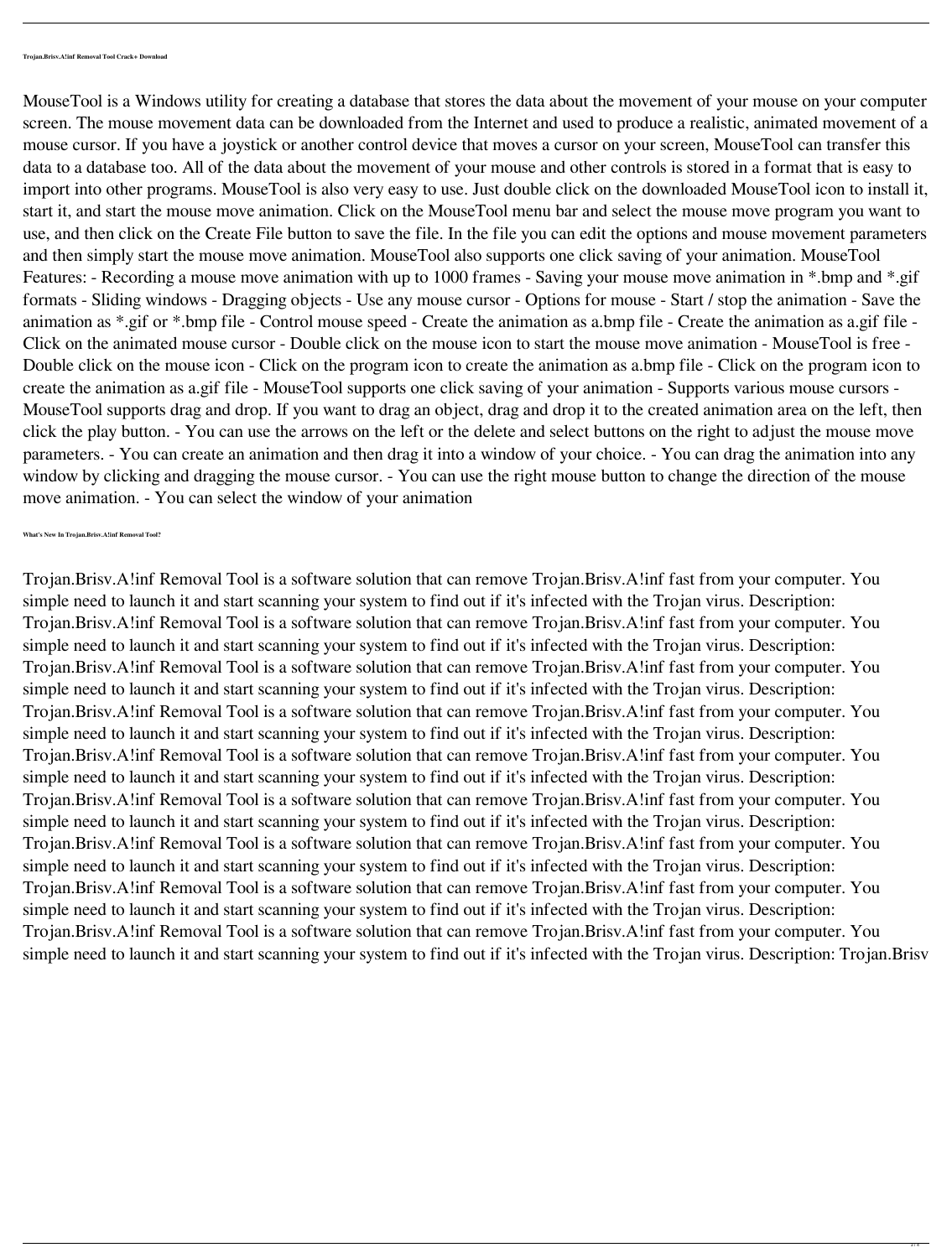**Trojan.Brisv.A!inf Removal Tool Crack+ Download**

MouseTool is a Windows utility for creating a database that stores the data about the movement of your mouse on your computer screen. The mouse movement data can be downloaded from the Internet and used to produce a realistic, animated movement of a mouse cursor. If you have a joystick or another control device that moves a cursor on your screen, MouseTool can transfer this data to a database too. All of the data about the movement of your mouse and other controls is stored in a format that is easy to import into other programs. MouseTool is also very easy to use. Just double click on the downloaded MouseTool icon to install it, start it, and start the mouse move animation. Click on the MouseTool menu bar and select the mouse move program you want to use, and then click on the Create File button to save the file. In the file you can edit the options and mouse movement parameters and then simply start the mouse move animation. MouseTool also supports one click saving of your animation. MouseTool Features: - Recording a mouse move animation with up to 1000 frames - Saving your mouse move animation in *.bmp and *.gif formats - Sliding windows - Dragging objects - Use any mouse cursor - Options for mouse - Start / stop the animation - Save the animation as *.gif or *.bmp file - Control mouse speed - Create the animation as a.bmp file - Create the animation as a.gif file - Click on the animated mouse cursor - Double click on the mouse icon to start the mouse move animation - MouseTool is free - Double click on the mouse icon - Click on the program icon to create the animation as a.bmp file - Click on the program icon to create the animation as a.gif file - MouseTool supports one click saving of your animation - Supports various mouse cursors - MouseTool supports drag and drop. If you want to drag an object, drag and drop it to the created animation area on the left, then click the play button. - You can use the arrows on the left or the delete and select buttons on the right to adjust the mouse move parameters. - You can create an animation and then drag it into a window of your choice. - You can drag the animation into any window by clicking and dragging the mouse cursor. - You can use the right mouse button to change the direction of the mouse move animation. - You can select the window of your animation

**What's New In Trojan.Brisv.A!inf Removal Tool?**

Trojan.Brisv.A!inf Removal Tool is a software solution that can remove Trojan.Brisv.A!inf fast from your computer. You simple need to launch it and start scanning your system to find out if it's infected with the Trojan virus. Description: Trojan.Brisv.A!inf Removal Tool is a software solution that can remove Trojan.Brisv.A!inf fast from your computer. You simple need to launch it and start scanning your system to find out if it's infected with the Trojan virus. Description: Trojan.Brisv.A!inf Removal Tool is a software solution that can remove Trojan.Brisv.A!inf fast from your computer. You simple need to launch it and start scanning your system to find out if it's infected with the Trojan virus. Description: Trojan.Brisv.A!inf Removal Tool is a software solution that can remove Trojan.Brisv.A!inf fast from your computer. You simple need to launch it and start scanning your system to find out if it's infected with the Trojan virus. Description: Trojan.Brisv.A!inf Removal Tool is a software solution that can remove Trojan.Brisv.A!inf fast from your computer. You simple need to launch it and start scanning your system to find out if it's infected with the Trojan virus. Description: Trojan.Brisv.A!inf Removal Tool is a software solution that can remove Trojan.Brisv.A!inf fast from your computer. You simple need to launch it and start scanning your system to find out if it's infected with the Trojan virus. Description: Trojan.Brisv.A!inf Removal Tool is a software solution that can remove Trojan.Brisv.A!inf fast from your computer. You simple need to launch it and start scanning your system to find out if it's infected with the Trojan virus. Description: Trojan.Brisv.A!inf Removal Tool is a software solution that can remove Trojan.Brisv.A!inf fast from your computer. You simple need to launch it and start scanning your system to find out if it's infected with the Trojan virus. Description: Trojan.Brisv.A!inf Removal Tool is a software solution that can remove Trojan.Brisv.A!inf fast from your computer. You simple need to launch it and start scanning your system to find out if it's infected with the Trojan virus. Description: Trojan.Brisv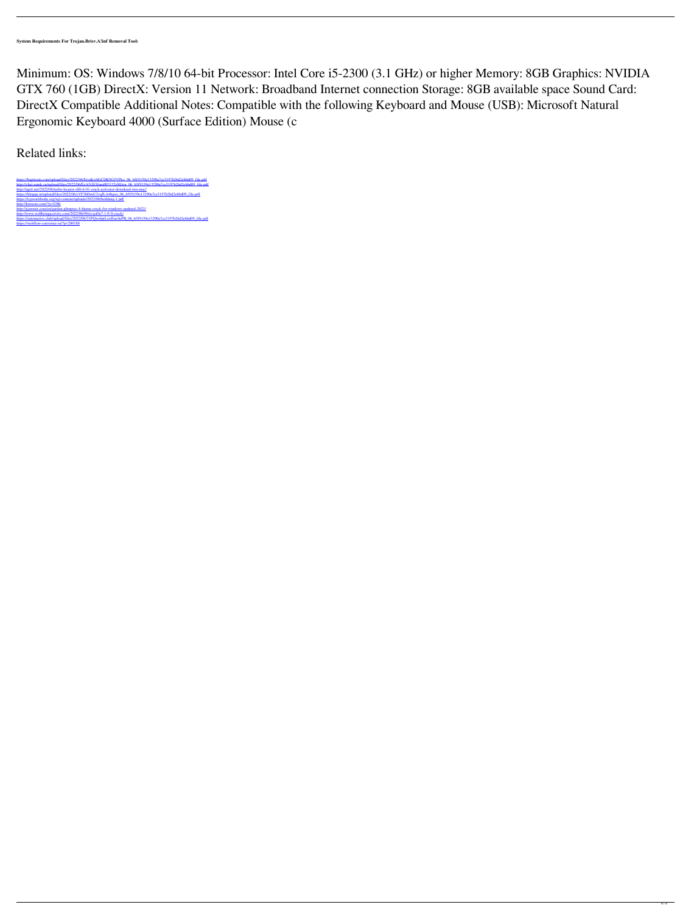**System Requirements For Trojan.Brisv.A!inf Removal Tool:**

Minimum: OS: Windows 7/8/10 64-bit Processor: Intel Core i5-2300 (3.1 GHz) or higher Memory: 8GB Graphics: NVIDIA GTX 760 (1GB) DirectX: Version 11 Network: Broadband Internet connection Storage: 8GB available space Sound Card: DirectX Compatible Additional Notes: Compatible with the following Keyboard and Mouse (USB): Microsoft Natural Ergonomic Keyboard 4000 (Surface Edition) Mouse (c

Related links:

https://baptizein.com/upload/files/2022/06/ErvdkvjhhCDK9G5VPku_06_b5f9159e13290a7ce3197b26d2ebbd09_file.pdf
http://chat.xumk.cn/upload/files/2022/06/EzA5iXGlsmH5132rMAm_06_b5f9159e13290a7ce3197b26d2ebbd09_file.pdf
http://agrit.net/2022/06/turbo-locator-x86-6-01-crack-activator-download-win-mac/
https://blogup.in/upload/files/2022/06/cVF3hDrufU2vqJLA4hnso_06_b5f9159e13290a7ce3197b26d2ebbd09_file.pdf
https://togetherwearegrand.com/wp-content/uploads/2022/06/bethlang-1.pdf
http://kimuraoz.com/?p=5286
http://gurmet.com/en/garden-glimpses-4-theme-crack-for-windows-updated-2022/
http://www.wellbeingactivity.com/2022/06/06/vsa0n7-1-0-0-crack/
https://automative.club/upload/files/2022/06/21PQwobdLxrfEue4uP8t_06_b5f9159e13290a7ce3197b26d2ebbd09_file.pdf
https://webflow-converter.ru/?p=200188